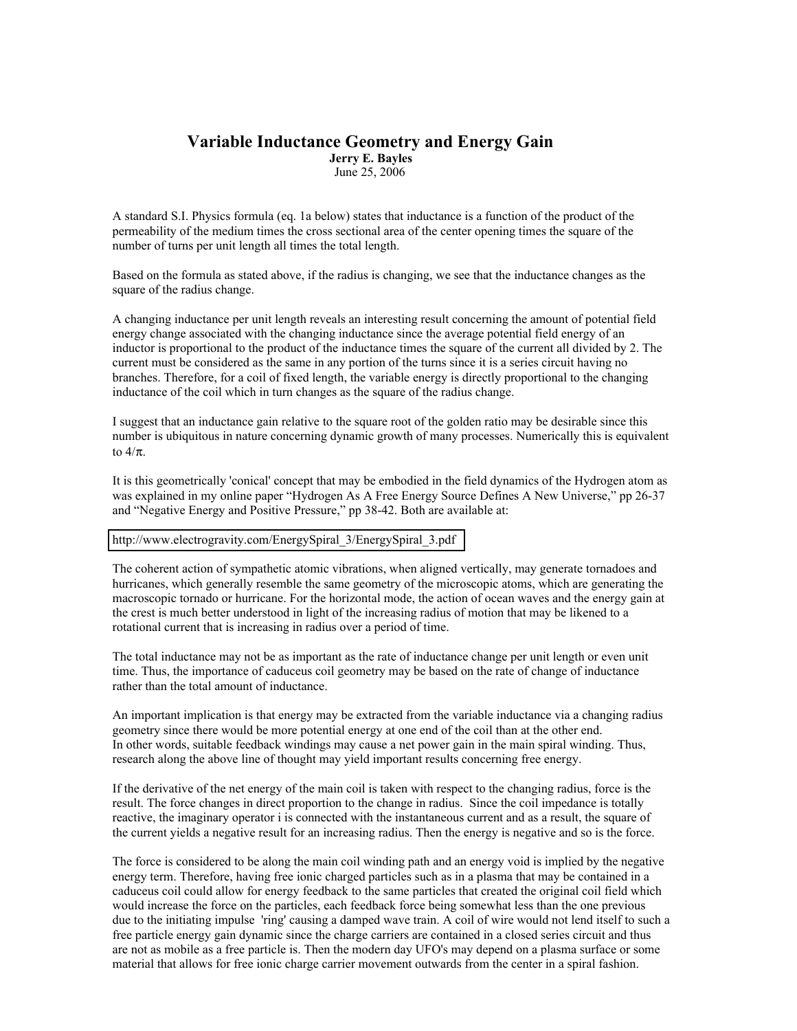# Variable Inductance Geometry and Energy Gain

**Jerry E. Bayles**

June 25, 2006

A standard S.I. Physics formula (eq. 1a below) states that inductance is a function of the product of the permeability of the medium times the cross sectional area of the center opening times the square of the number of turns per unit length all times the total length.

Based on the formula as stated above, if the radius is changing, we see that the inductance changes as the square of the radius change.

A changing inductance per unit length reveals an interesting result concerning the amount of potential field energy change associated with the changing inductance since the average potential field energy of an inductor is proportional to the product of the inductance times the square of the current all divided by 2. The current must be considered as the same in any portion of the turns since it is a series circuit having no branches. Therefore, for a coil of fixed length, the variable energy is directly proportional to the changing inductance of the coil which in turn changes as the square of the radius change.

I suggest that an inductance gain relative to the square root of the golden ratio may be desirable since this number is ubiquitous in nature concerning dynamic growth of many processes. Numerically this is equivalent to $4/\pi$.

It is this geometrically 'conical' concept that may be embodied in the field dynamics of the Hydrogen atom as was explained in my online paper "Hydrogen As A Free Energy Source Defines A New Universe," pp 26-37 and "Negative Energy and Positive Pressure," pp 38-42. Both are available at:

http://www.electrogravity.com/EnergySpiral_3/EnergySpiral_3.pdf

The coherent action of sympathetic atomic vibrations, when aligned vertically, may generate tornadoes and hurricanes, which generally resemble the same geometry of the microscopic atoms, which are generating the macroscopic tornado or hurricane. For the horizontal mode, the action of ocean waves and the energy gain at the crest is much better understood in light of the increasing radius of motion that may be likened to a rotational current that is increasing in radius over a period of time.

The total inductance may not be as important as the rate of inductance change per unit length or even unit time. Thus, the importance of caduceus coil geometry may be based on the rate of change of inductance rather than the total amount of inductance.

An important implication is that energy may be extracted from the variable inductance via a changing radius geometry since there would be more potential energy at one end of the coil than at the other end.
In other words, suitable feedback windings may cause a net power gain in the main spiral winding. Thus, research along the above line of thought may yield important results concerning free energy.

If the derivative of the net energy of the main coil is taken with respect to the changing radius, force is the result. The force changes in direct proportion to the change in radius. Since the coil impedance is totally reactive, the imaginary operator i is connected with the instantaneous current and as a result, the square of the current yields a negative result for an increasing radius. Then the energy is negative and so is the force.

The force is considered to be along the main coil winding path and an energy void is implied by the negative energy term. Therefore, having free ionic charged particles such as in a plasma that may be contained in a caduceus coil could allow for energy feedback to the same particles that created the original coil field which would increase the force on the particles, each feedback force being somewhat less than the one previous due to the initiating impulse 'ring' causing a damped wave train. A coil of wire would not lend itself to such a free particle energy gain dynamic since the charge carriers are contained in a closed series circuit and thus are not as mobile as a free particle is. Then the modern day UFO's may depend on a plasma surface or some material that allows for free ionic charge carrier movement outwards from the center in a spiral fashion.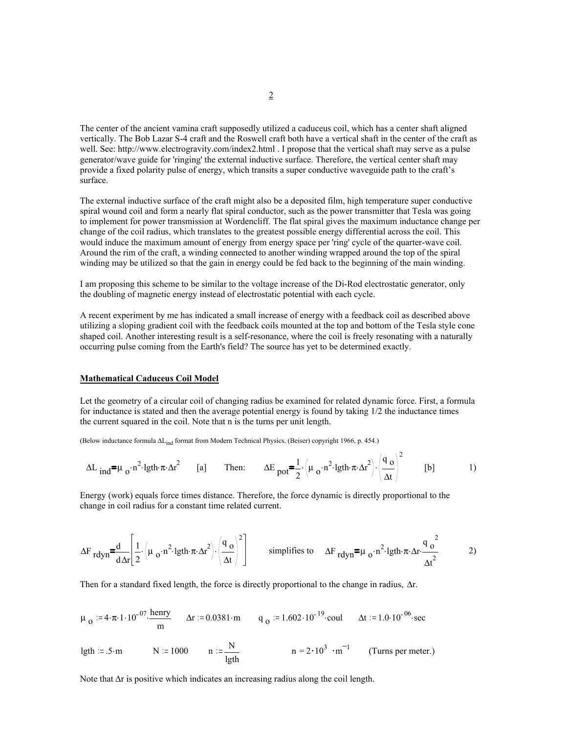The center of the ancient vamina craft supposedly utilized a caduceus coil, which has a center shaft aligned vertically. The Bob Lazar S-4 craft and the Roswell craft both have a vertical shaft in the center of the craft as well. See: http://www.electrogravity.com/index2.html . I propose that the vertical shaft may serve as a pulse generator/wave guide for 'ringing' the external inductive surface. Therefore, the vertical center shaft may provide a fixed polarity pulse of energy, which transits a super conductive waveguide path to the craft's surface.

The external inductive surface of the craft might also be a deposited film, high temperature super conductive spiral wound coil and form a nearly flat spiral conductor, such as the power transmitter that Tesla was going to implement for power transmission at Wordencliff. The flat spiral gives the maximum inductance change per change of the coil radius, which translates to the greatest possible energy differential across the coil. This would induce the maximum amount of energy from energy space per 'ring' cycle of the quarter-wave coil. Around the rim of the craft, a winding connected to another winding wrapped around the top of the spiral winding may be utilized so that the gain in energy could be fed back to the beginning of the main winding.

I am proposing this scheme to be similar to the voltage increase of the Di-Rod electrostatic generator, only the doubling of magnetic energy instead of electrostatic potential with each cycle.

A recent experiment by me has indicated a small increase of energy with a feedback coil as described above utilizing a sloping gradient coil with the feedback coils mounted at the top and bottom of the Tesla style cone shaped coil. Another interesting result is a self-resonance, where the coil is freely resonating with a naturally occurring pulse coming from the Earth's field? The source has yet to be determined exactly.

**Mathematical Caduceus Coil Model**

Let the geometry of a circular coil of changing radius be examined for related dynamic force. First, a formula for inductance is stated and then the average potential energy is found by taking 1/2 the inductance times the current squared in the coil. Note that n is the turns per unit length.

(Below inductance formula $\Delta L_{ind}$ format from Modern Technical Physics, (Beiser) copyright 1966, p. 454.)

$$\Delta L_{ind} = \mu_o \cdot n^2 \cdot lgth \cdot \pi \cdot \Delta r^2 \quad \text{[a]} \qquad \text{Then:} \qquad \Delta E_{pot} = \frac{1}{2} \cdot \left( \mu_o \cdot n^2 \cdot lgth \cdot \pi \cdot \Delta r^2 \right) \cdot \left( \frac{q_o}{\Delta t} \right)^2 \quad \text{[b]} \qquad 1)$$

Energy (work) equals force times distance. Therefore, the force dynamic is directly proportional to the change in coil radius for a constant time related current.

$$\Delta F_{rdyn} = \frac{d}{d\Delta r} \left[ \frac{1}{2} \cdot \left( \mu_o \cdot n^2 \cdot lgth \cdot \pi \cdot \Delta r^2 \right) \cdot \left( \frac{q_o}{\Delta t} \right)^2 \right] \quad \text{simplifies to} \quad \Delta F_{rdyn} = \mu_o \cdot n^2 \cdot lgth \cdot \pi \cdot \Delta r \cdot \frac{q_o^2}{\Delta t^2} \qquad 2)$$

Then for a standard fixed length, the force is directly proportional to the change in radius, $\Delta r$.

$$\mu_o := 4 \cdot \pi \cdot 1 \cdot 10^{-07} \cdot \frac{henry}{m} \qquad \Delta r := 0.0381 \cdot m \qquad q_o := 1.602 \cdot 10^{-19} \cdot coul \qquad \Delta t := 1.0 \cdot 10^{-06} \cdot sec$$

$$lgth := .5 \cdot m \qquad N := 1000 \qquad n := \frac{N}{lgth} \qquad n = 2 \cdot 10^3 \cdot m^{-1} \quad \text{(Turns per meter.)}$$

Note that $\Delta r$ is positive which indicates an increasing radius along the coil length.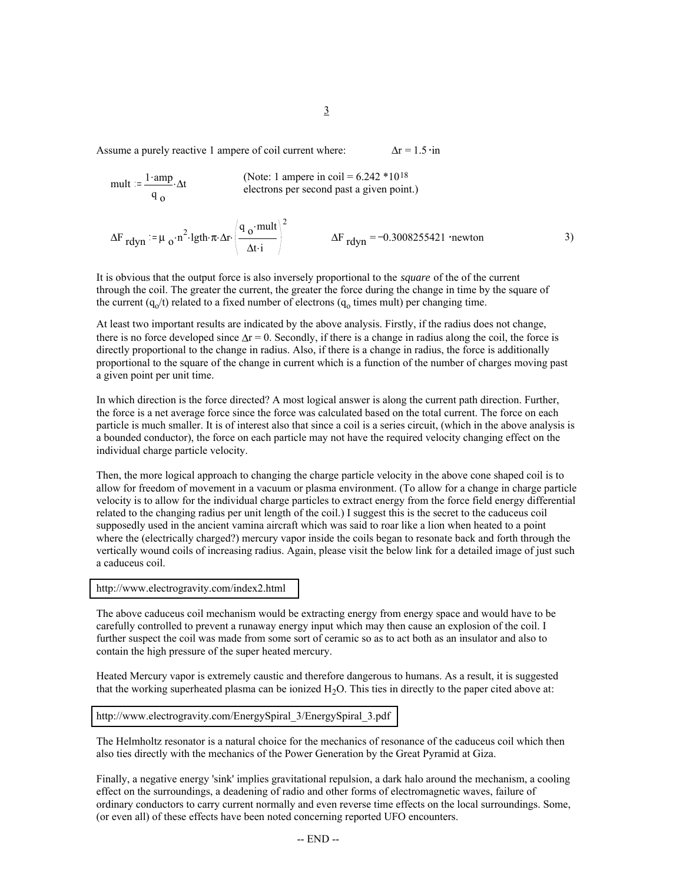Assume a purely reactive 1 ampere of coil current where: $\Delta r = 1.5 \cdot in$

$$mult := \frac{1 \cdot amp}{q_o} \cdot \Delta t$$

(Note: 1 ampere in coil = 6.242 *10[18] electrons per second past a given point.)

$$\Delta F_{rdyn} := \mu_o \cdot n^2 \cdot lgth \cdot \pi \cdot \Delta r \cdot \left( \frac{q_o \cdot mult}{\Delta t \cdot i} \right)^2 \qquad \Delta F_{rdyn} = -0.3008255421 \cdot newton \qquad 3)$$

It is obvious that the output force is also inversely proportional to the *square* of the of the current through the coil. The greater the current, the greater the force during the change in time by the square of the current ($q_o/t$) related to a fixed number of electrons ($q_o$ times mult) per changing time.

At least two important results are indicated by the above analysis. Firstly, if the radius does not change, there is no force developed since $\Delta r = 0$. Secondly, if there is a change in radius along the coil, the force is directly proportional to the change in radius. Also, if there is a change in radius, the force is additionally proportional to the square of the change in current which is a function of the number of charges moving past a given point per unit time.

In which direction is the force directed? A most logical answer is along the current path direction. Further, the force is a net average force since the force was calculated based on the total current. The force on each particle is much smaller. It is of interest also that since a coil is a series circuit, (which in the above analysis is a bounded conductor), the force on each particle may not have the required velocity changing effect on the individual charge particle velocity.

Then, the more logical approach to changing the charge particle velocity in the above cone shaped coil is to allow for freedom of movement in a vacuum or plasma environment. (To allow for a change in charge particle velocity is to allow for the individual charge particles to extract energy from the force field energy differential related to the changing radius per unit length of the coil.) I suggest this is the secret to the caduceus coil supposedly used in the ancient vamina aircraft which was said to roar like a lion when heated to a point where the (electrically charged?) mercury vapor inside the coils began to resonate back and forth through the vertically wound coils of increasing radius. Again, please visit the below link for a detailed image of just such a caduceus coil.

http://www.electrogravity.com/index2.html

The above caduceus coil mechanism would be extracting energy from energy space and would have to be carefully controlled to prevent a runaway energy input which may then cause an explosion of the coil. I further suspect the coil was made from some sort of ceramic so as to act both as an insulator and also to contain the high pressure of the super heated mercury.

Heated Mercury vapor is extremely caustic and therefore dangerous to humans. As a result, it is suggested that the working superheated plasma can be ionized $H_2O$. This ties in directly to the paper cited above at:

http://www.electrogravity.com/EnergySpiral_3/EnergySpiral_3.pdf

The Helmholtz resonator is a natural choice for the mechanics of resonance of the caduceus coil which then also ties directly with the mechanics of the Power Generation by the Great Pyramid at Giza.

Finally, a negative energy 'sink' implies gravitational repulsion, a dark halo around the mechanism, a cooling effect on the surroundings, a deadening of radio and other forms of electromagnetic waves, failure of ordinary conductors to carry current normally and even reverse time effects on the local surroundings. Some, (or even all) of these effects have been noted concerning reported UFO encounters.

-- END --